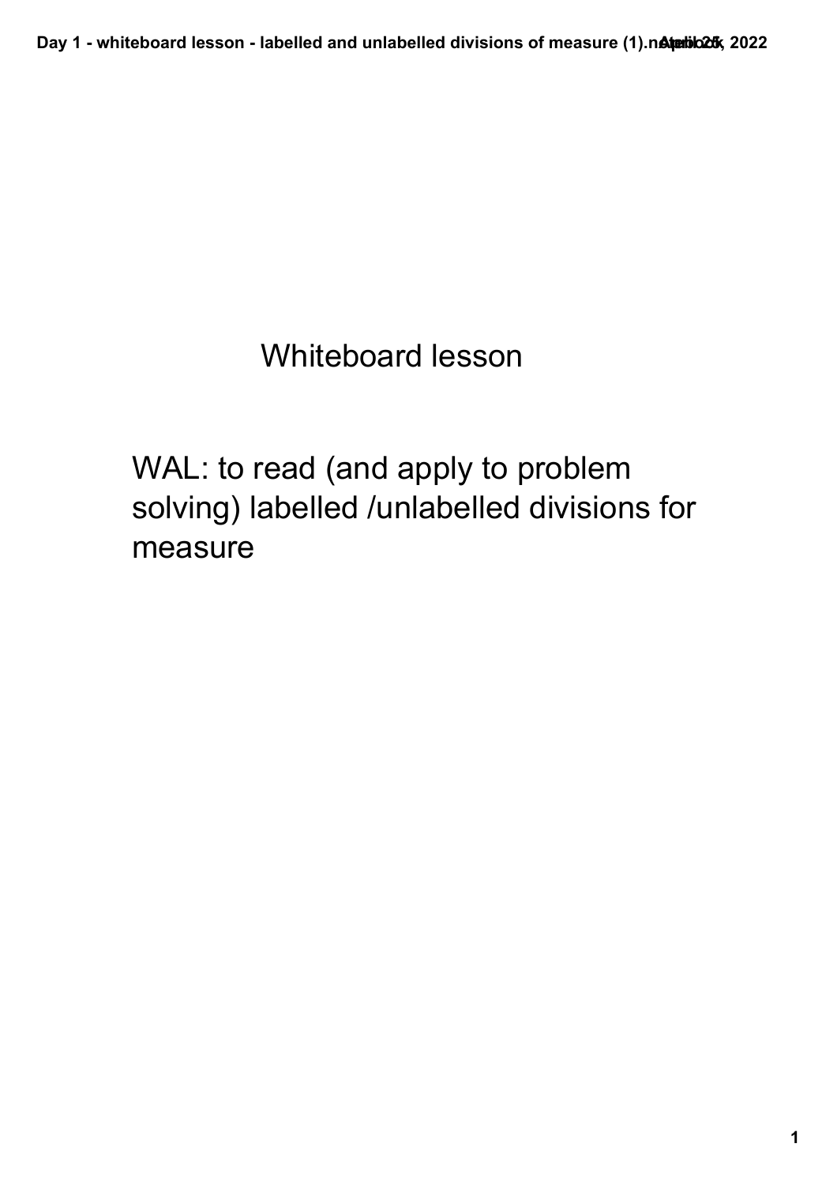# Whiteboard lesson

WAL: to read (and apply to problem solving) labelled /unlabelled divisions for measure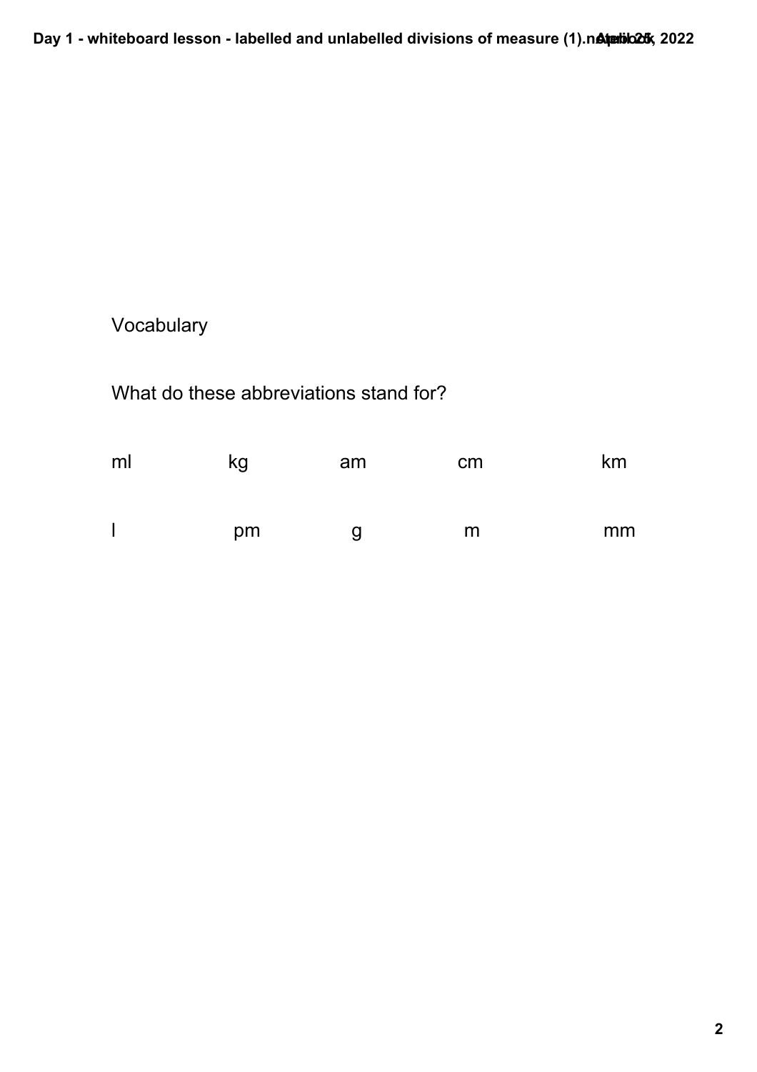Vocabulary

What do these abbreviations stand for?

| ml | kg | am | cm | km |
|---|---|---|---|---|
| l | pm | g | m | mm |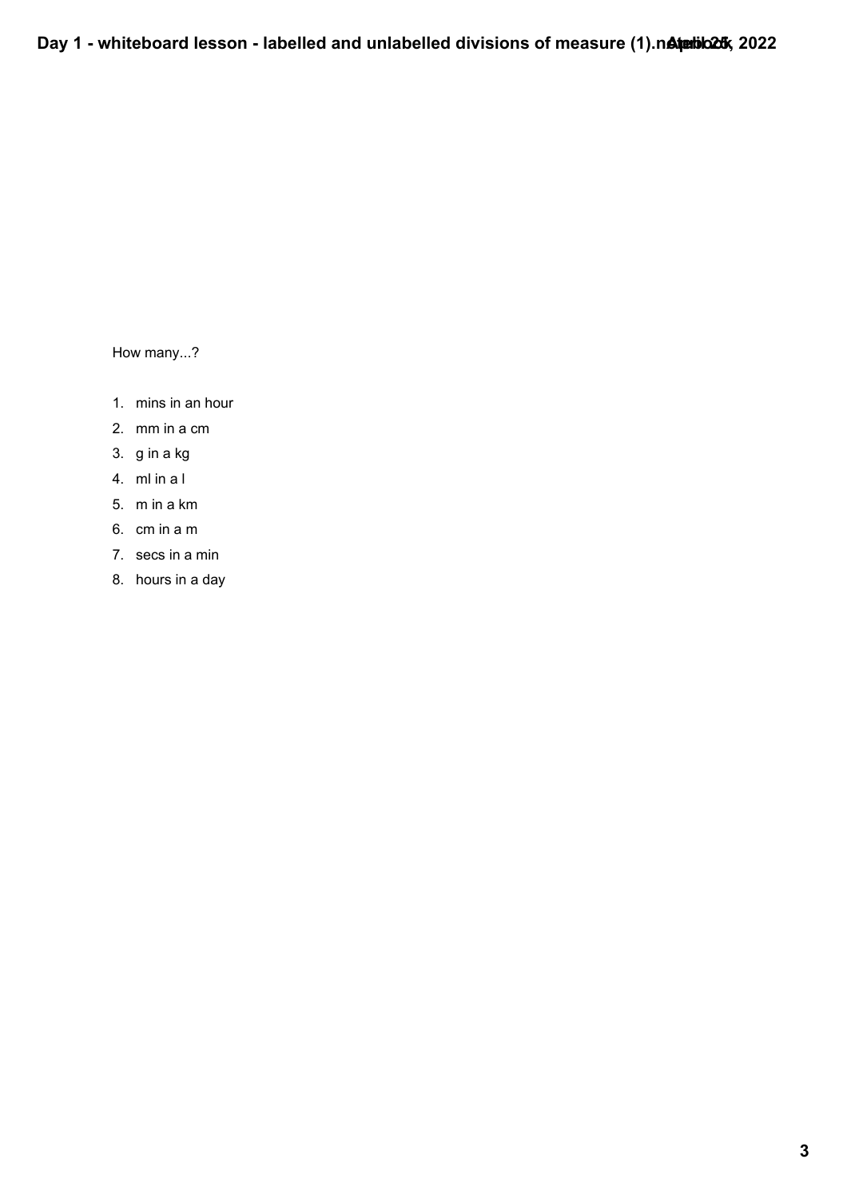How many...?

1. mins in an hour
2. mm in a cm
3. g in a kg
4. ml in a l
5. m in a km
6. cm in a m
7. secs in a min
8. hours in a day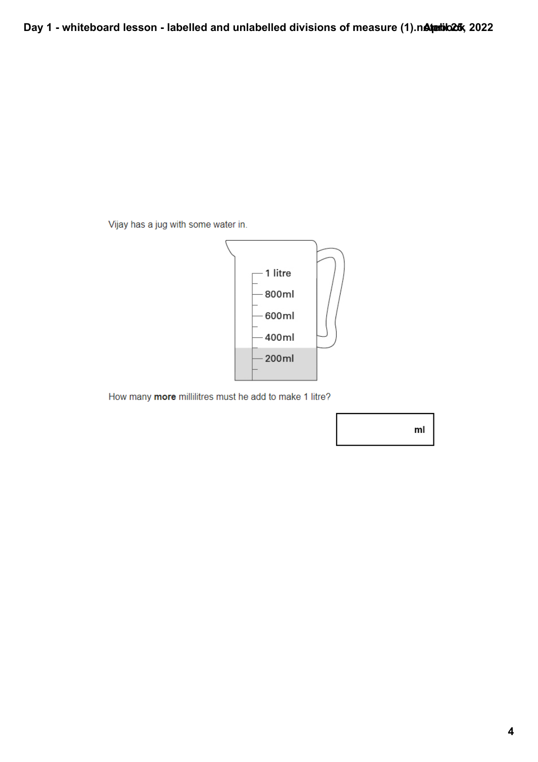Vijay has a jug with some water in.

How many **more** millilitres must he add to make 1 litre?

ml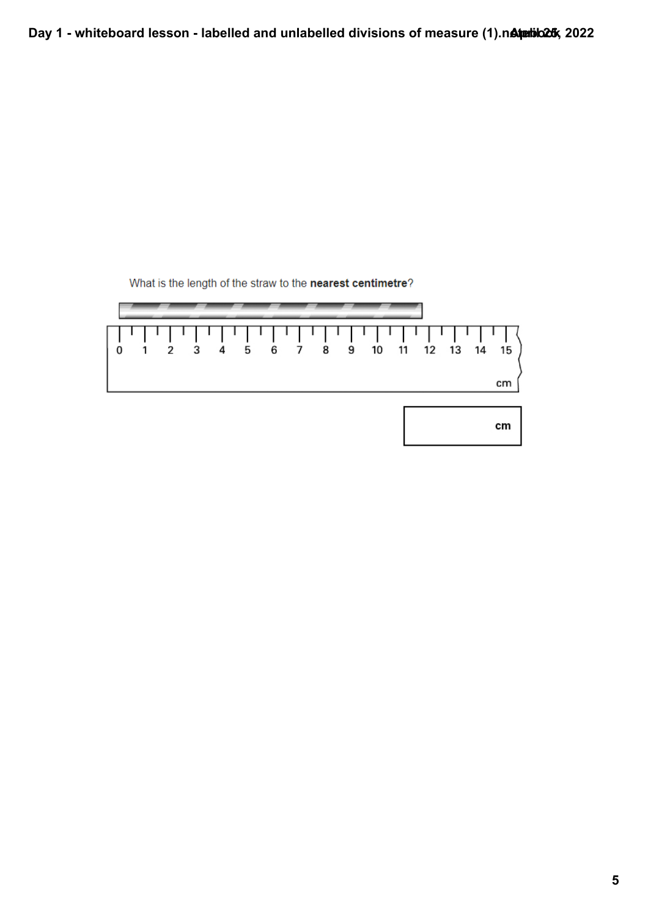What is the length of the straw to the **nearest centimetre**?

0 1 2 3 4 5 6 7 8 9 10 11 12 13 14 15

cm

cm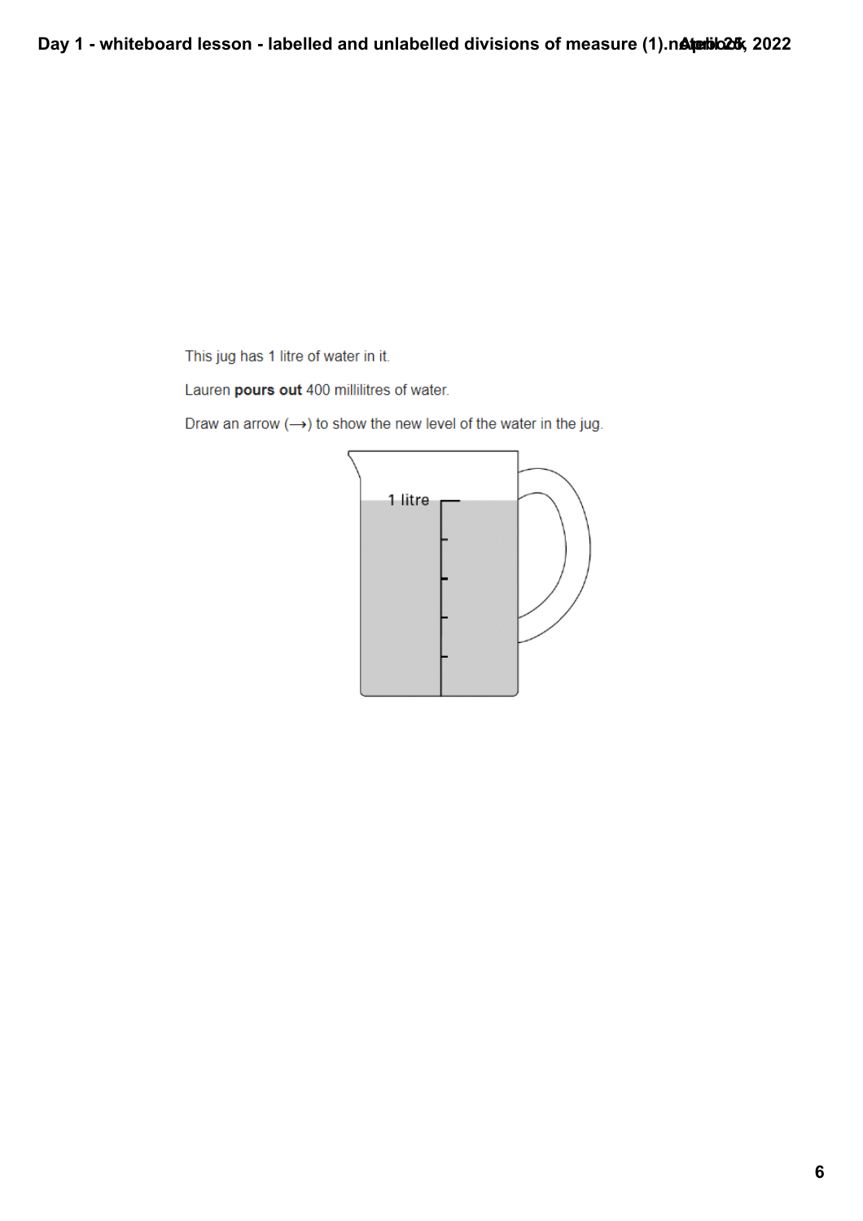This jug has 1 litre of water in it.

Lauren **pours out** 400 millilitres of water.

Draw an arrow (⟶) to show the new level of the water in the jug.

1 litre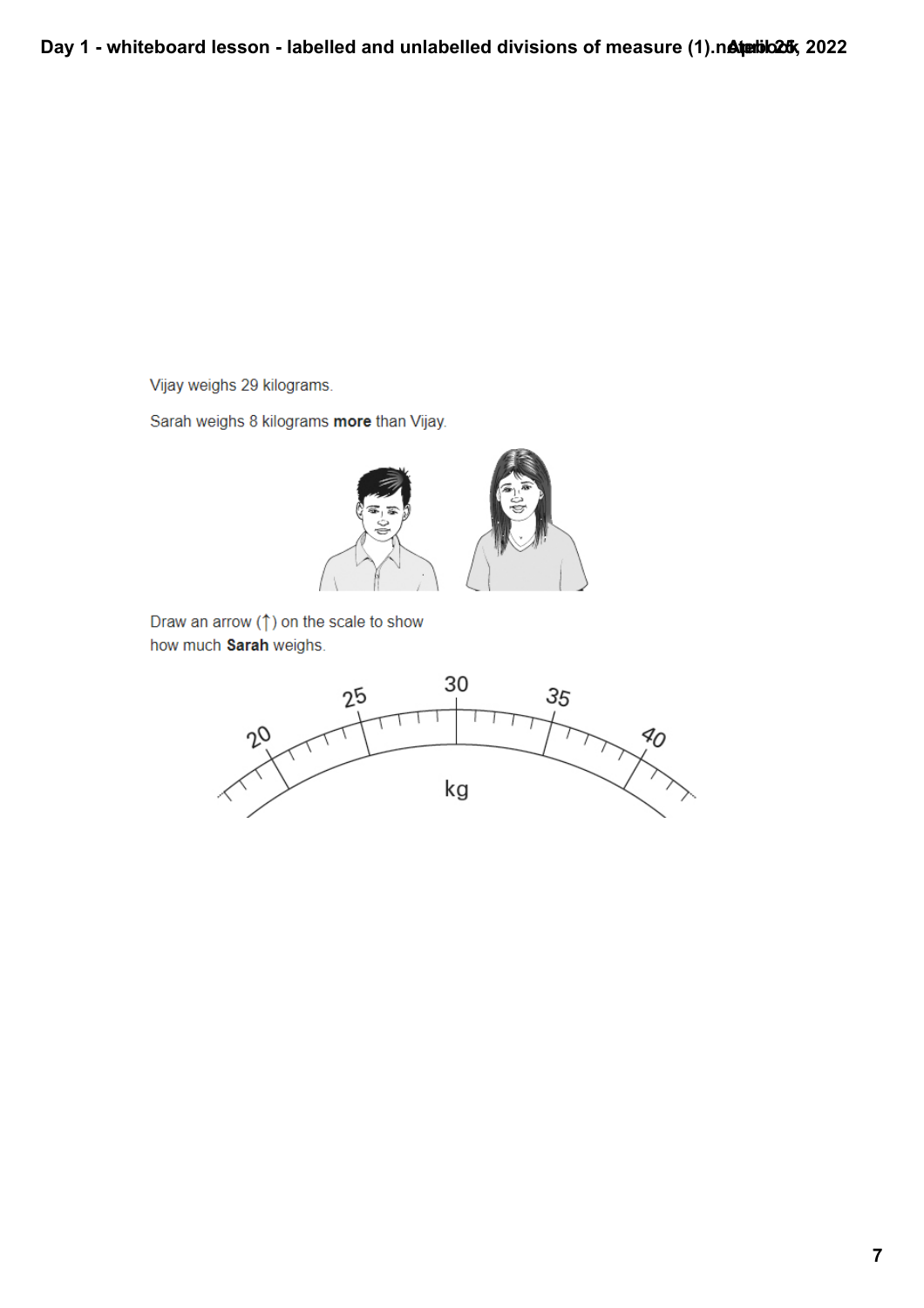Vijay weighs 29 kilograms.

Sarah weighs 8 kilograms **more** than Vijay.

Draw an arrow (↑) on the scale to show how much **Sarah** weighs.

20 25 30 35 40

kg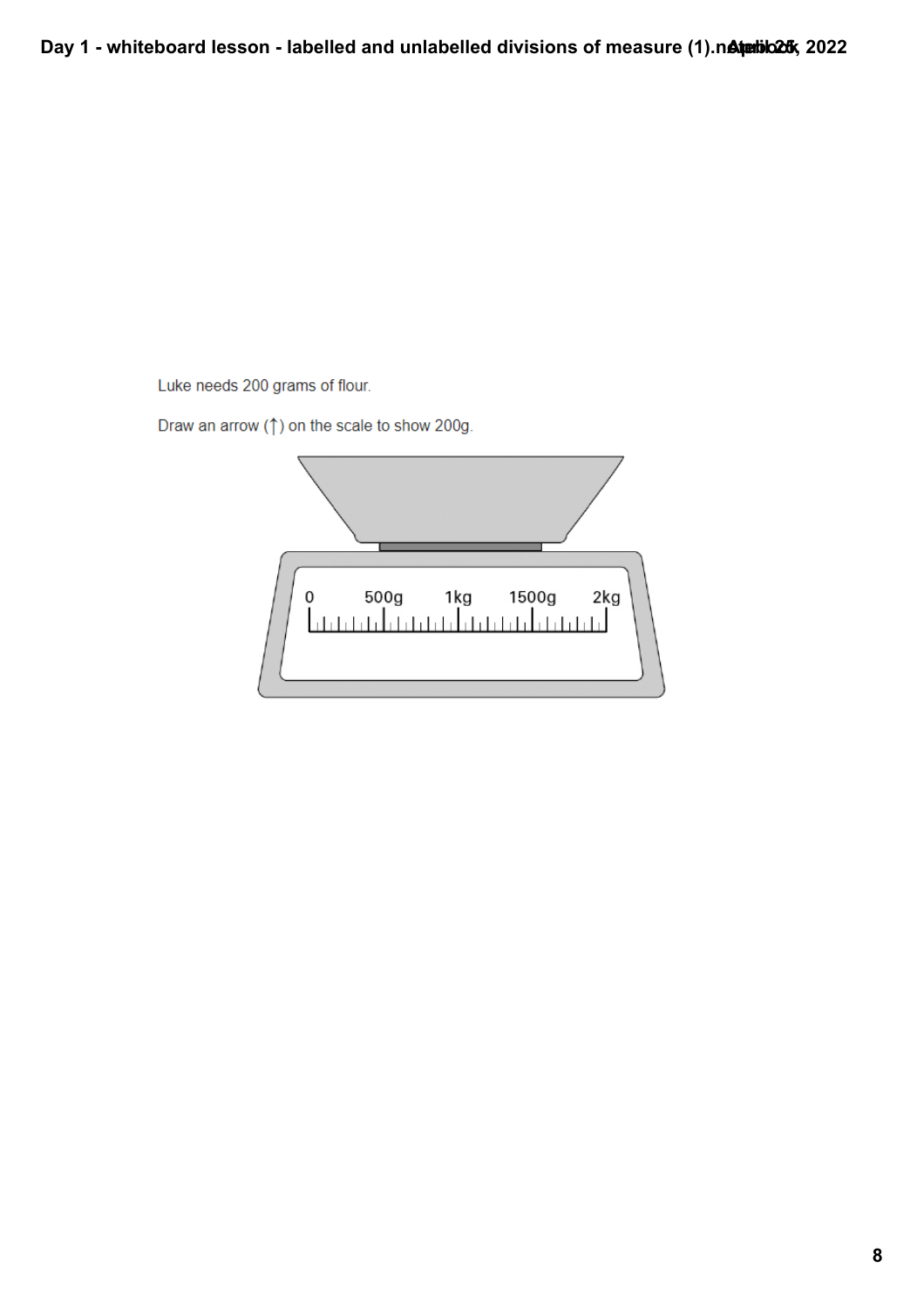Luke needs 200 grams of flour.

Draw an arrow (↑) on the scale to show 200g.

0 500g 1kg 1500g 2kg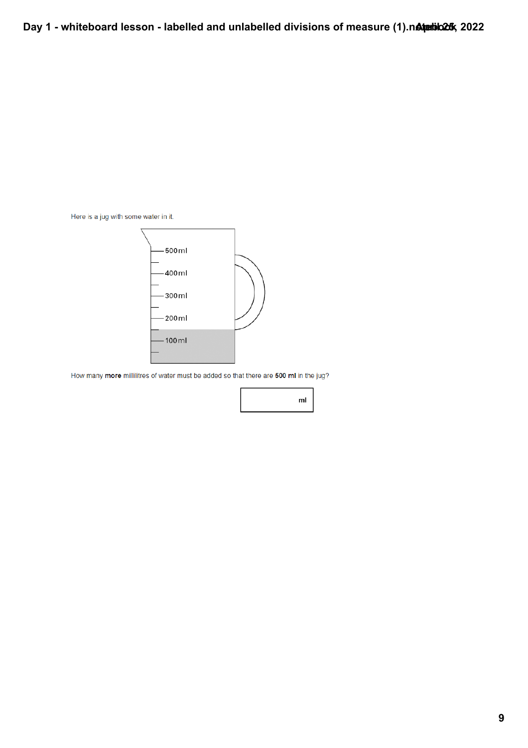Here is a jug with some water in it.

500 ml

400 ml

300 ml

200 ml

100 ml

How many **more** millilitres of water must be added so that there are **500 ml** in the jug?

ml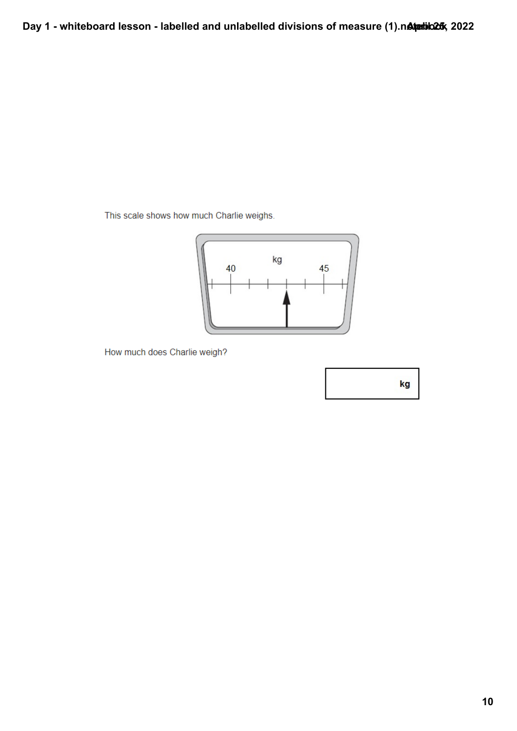This scale shows how much Charlie weighs.

How much does Charlie weigh?

| kg |
|---|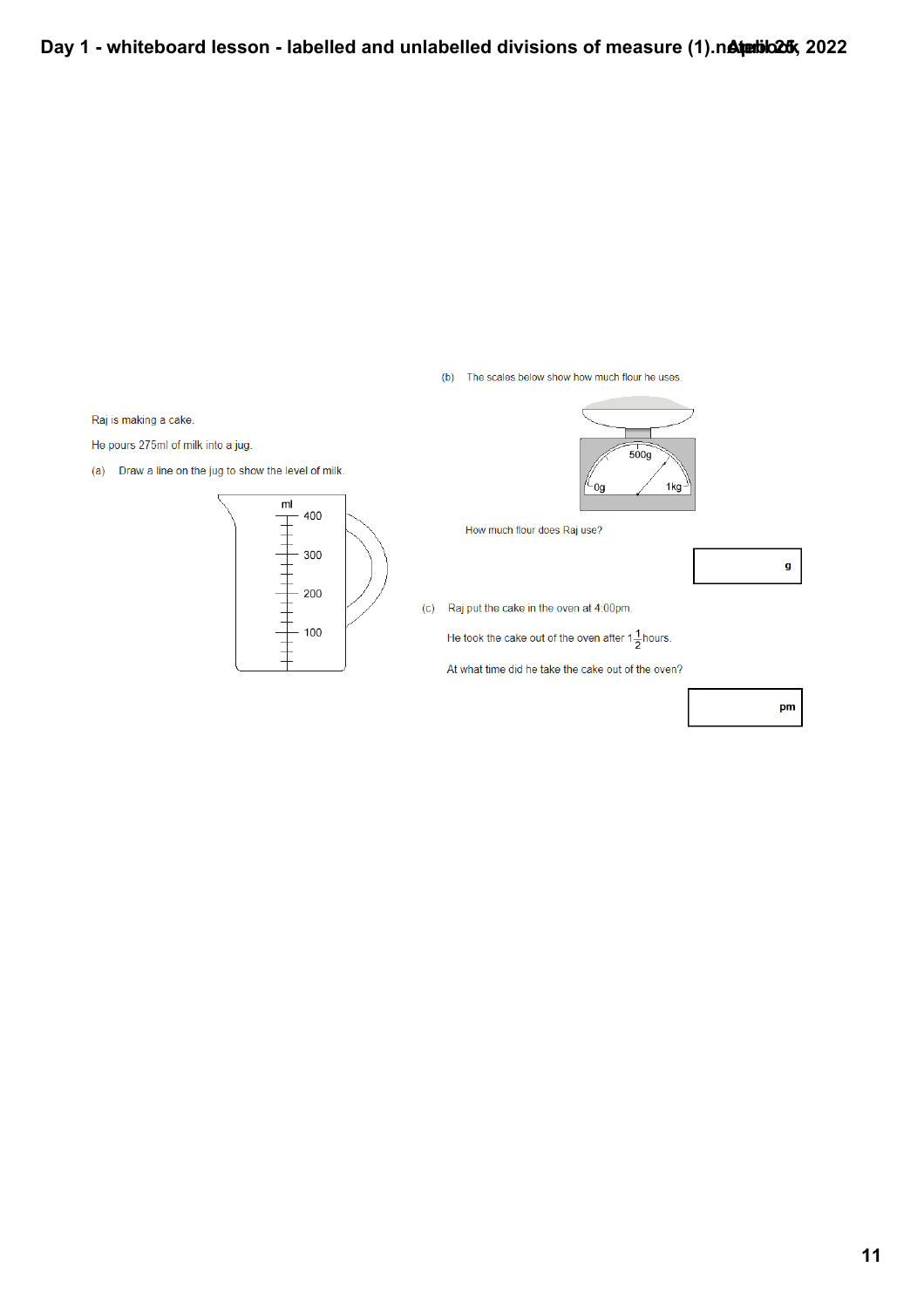Raj is making a cake.

He pours 275ml of milk into a jug.

(a) Draw a line on the jug to show the level of milk.

ml

400

300

200

100

(b) The scales below show how much flour he uses.

500g

0g

1kg

How much flour does Raj use?

g

(c) Raj put the cake in the oven at 4:00pm.

He took the cake out of the oven after $1\frac{1}{2}$ hours.

At what time did he take the cake out of the oven?

pm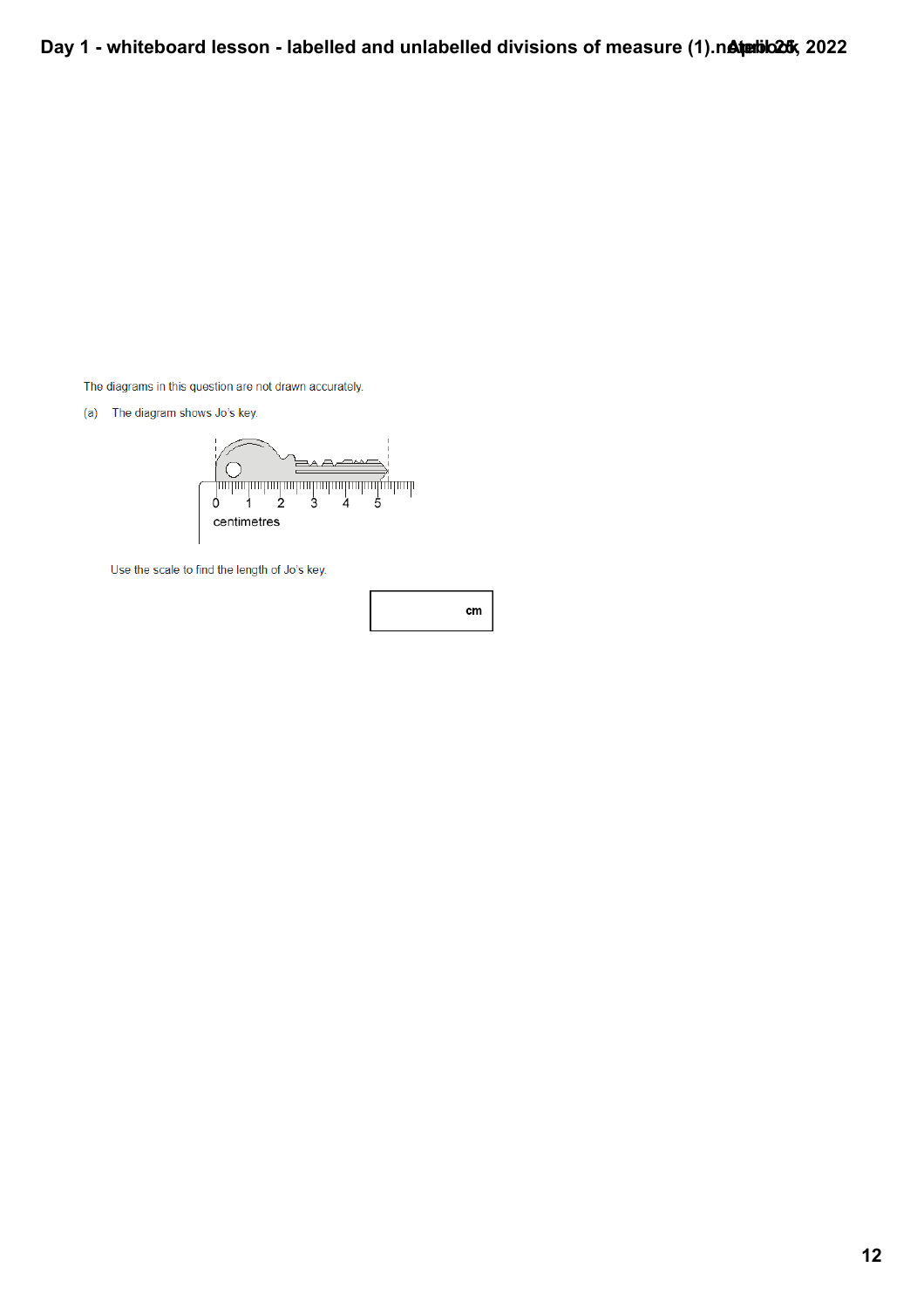The diagrams in this question are not drawn accurately.

(a) The diagram shows Jo's key.

Use the scale to find the length of Jo's key.

| cm |
|---|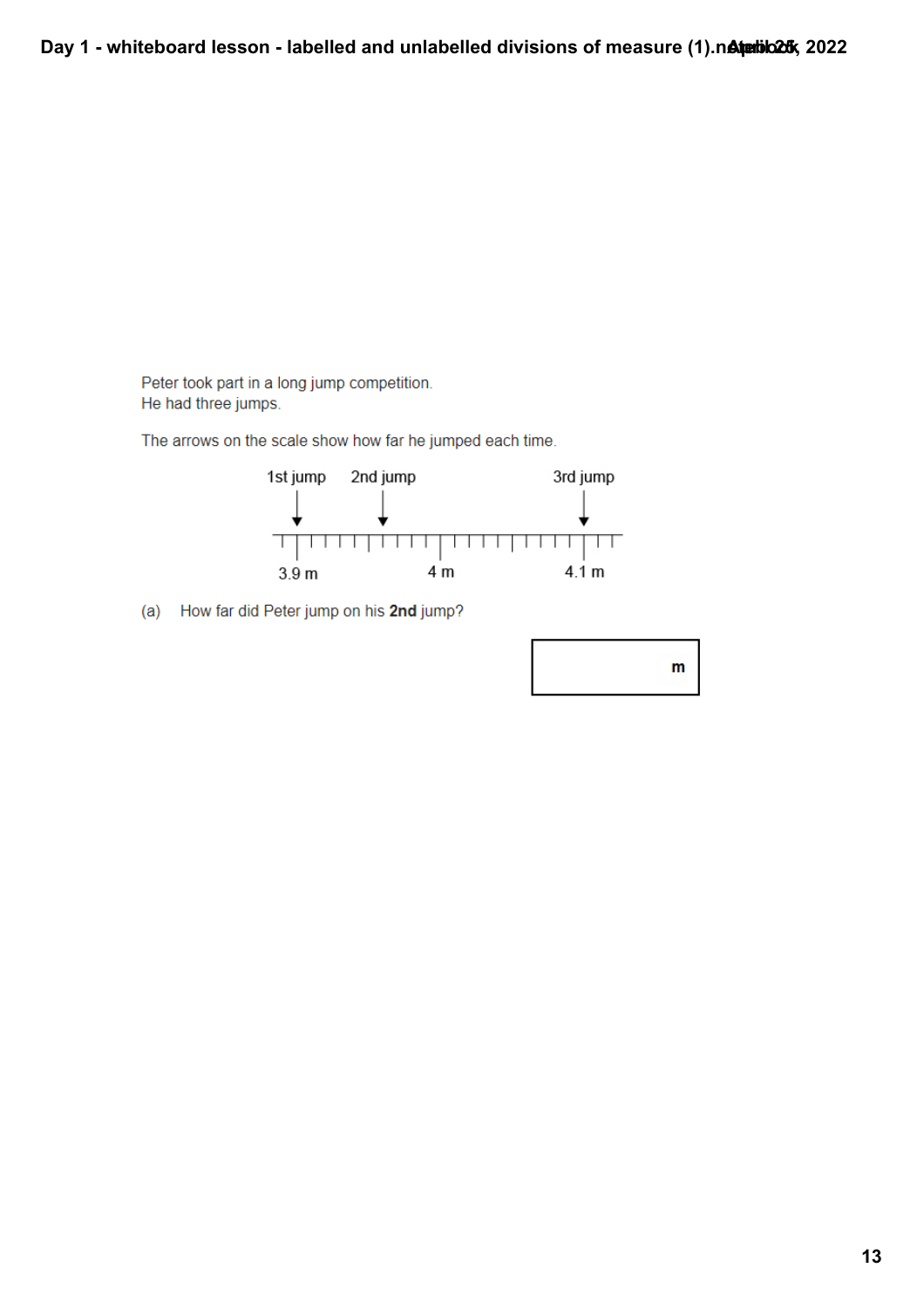Peter took part in a long jump competition.
He had three jumps.

The arrows on the scale show how far he jumped each time.

1st jump 2nd jump 3rd jump

3.9 m 4 m 4.1 m

(a) How far did Peter jump on his **2nd** jump?

m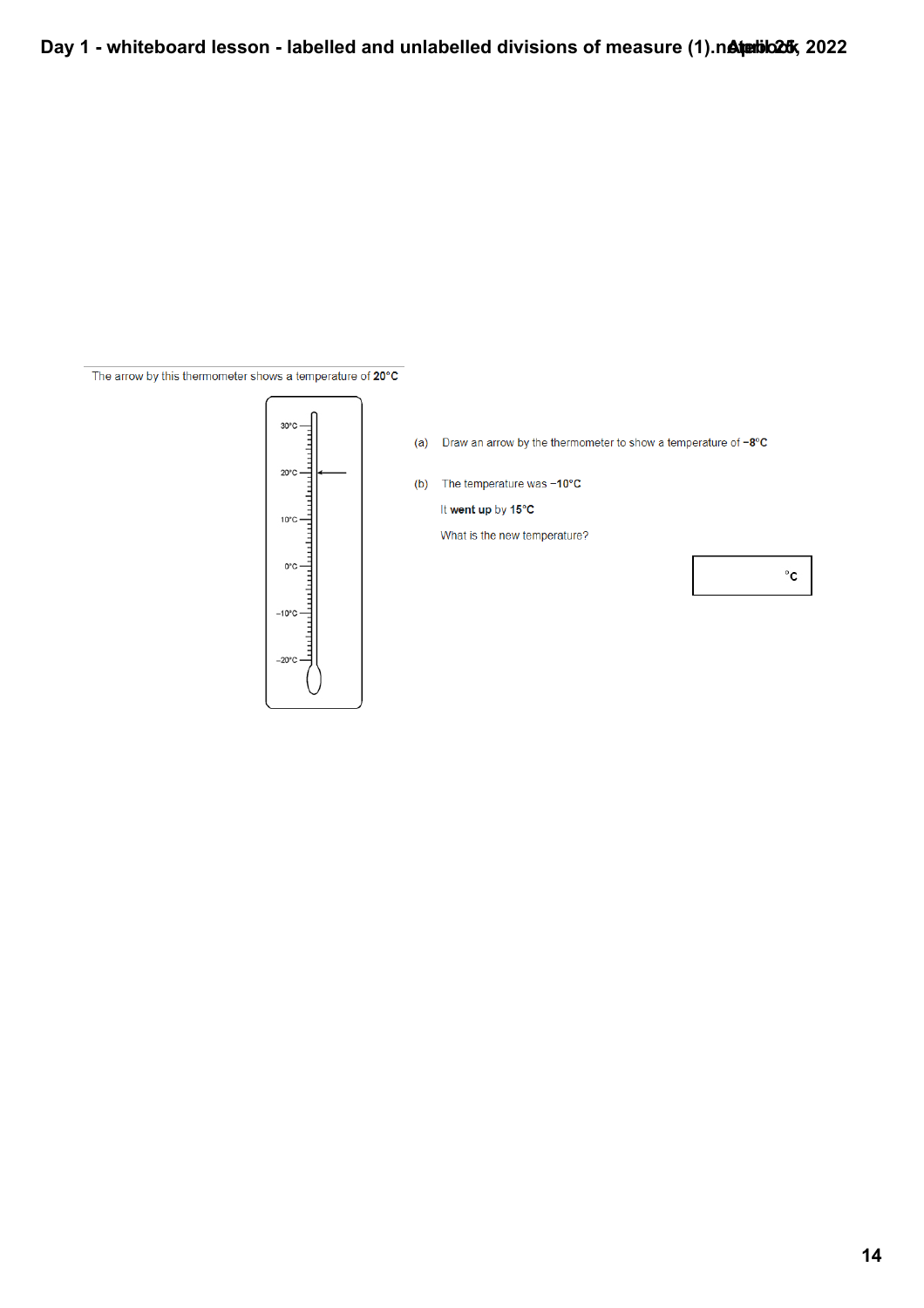The arrow by this thermometer shows a temperature of **20°C**

30°C

20°C

10°C

0°C

−10°C

−20°C

(a) Draw an arrow by the thermometer to show a temperature of **−8°C**

(b) The temperature was **−10°C**

It **went up** by **15°C**

What is the new temperature?

°C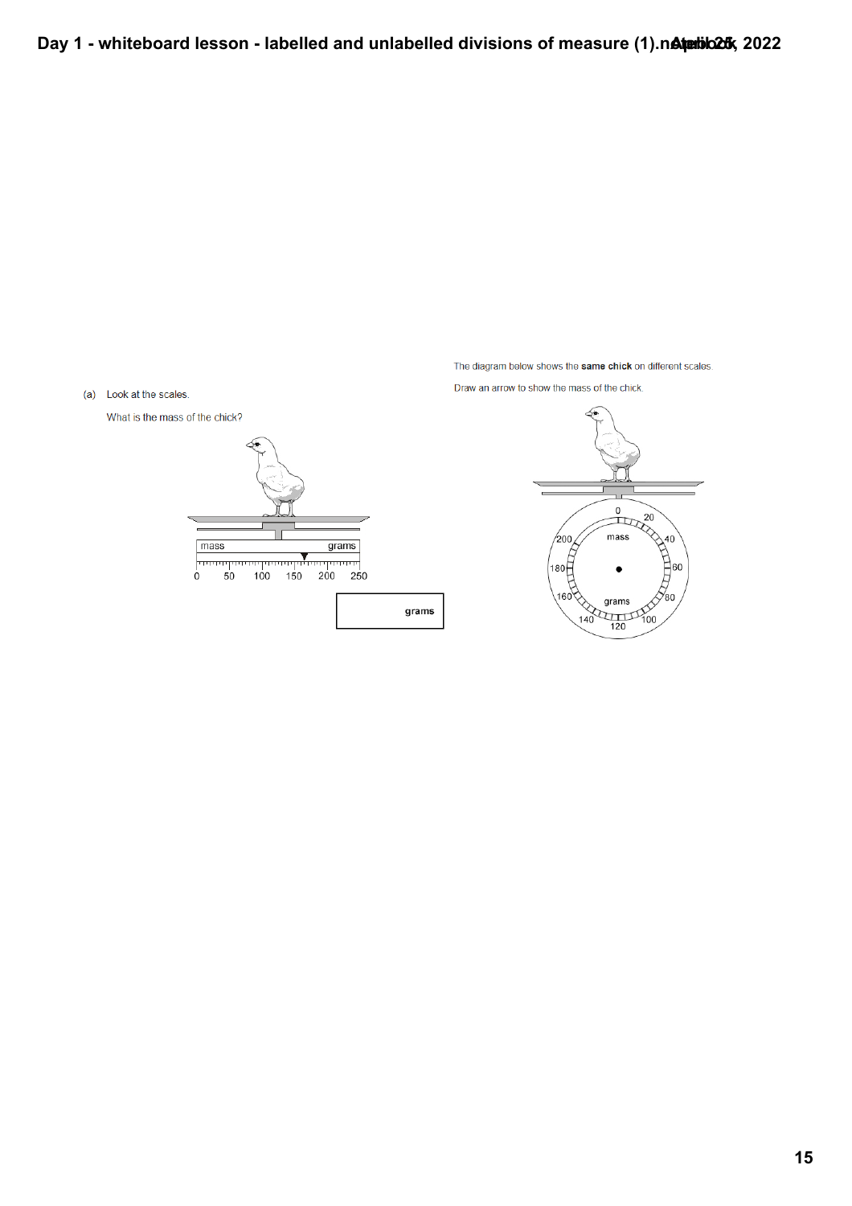# Day 1 - whiteboard lesson - labelled and unlabelled divisions of measure (1).notebook

April 25, 2022

(a) Look at the scales.

What is the mass of the chick?

mass grams

0 50 100 150 200 250

grams

The diagram below shows the **same chick** on different scales.

Draw an arrow to show the mass of the chick.

0 20 40 60 80 100 120 140 160 180 200

mass

grams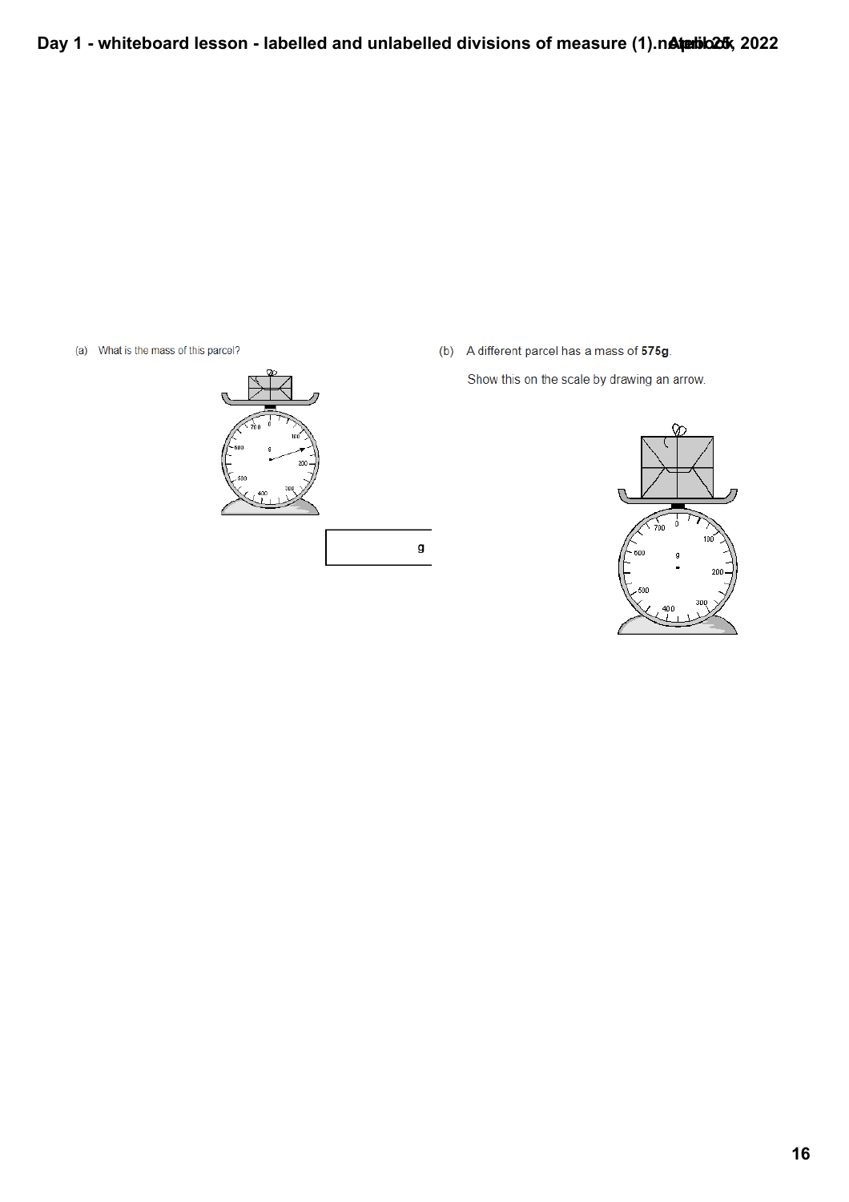# Day 1 - whiteboard lesson - labelled and unlabelled divisions of measure (1).notebook

April 25, 2022

(a) What is the mass of this parcel?

g

(b) A different parcel has a mass of **575g**.

Show this on the scale by drawing an arrow.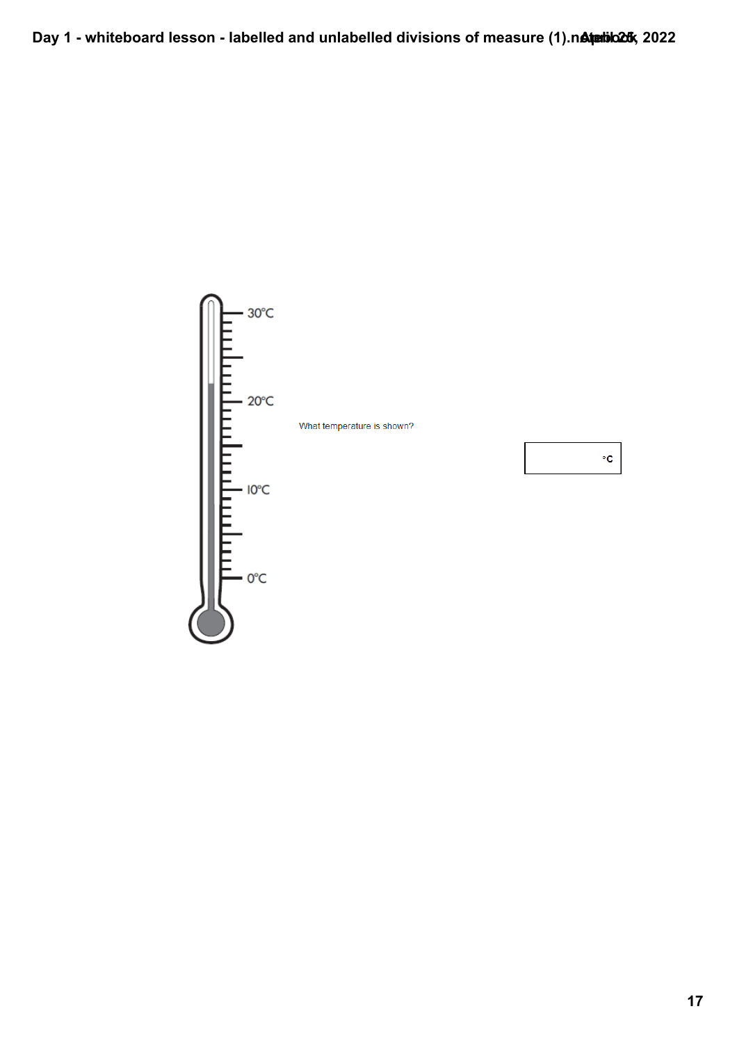30°C

20°C

10°C

0°C

What temperature is shown?

| °C |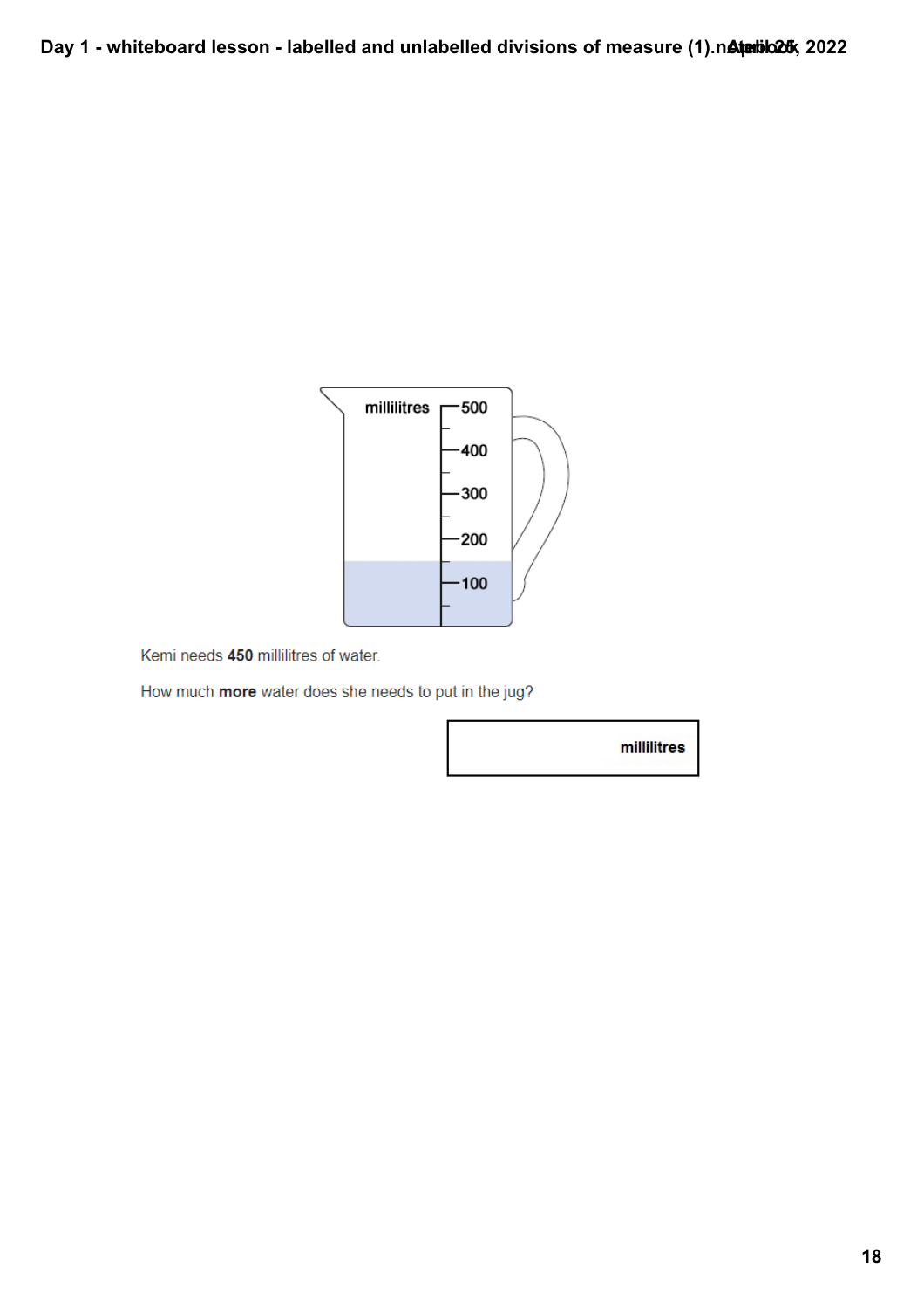Kemi needs **450** millilitres of water.

How much **more** water does she needs to put in the jug?

millilitres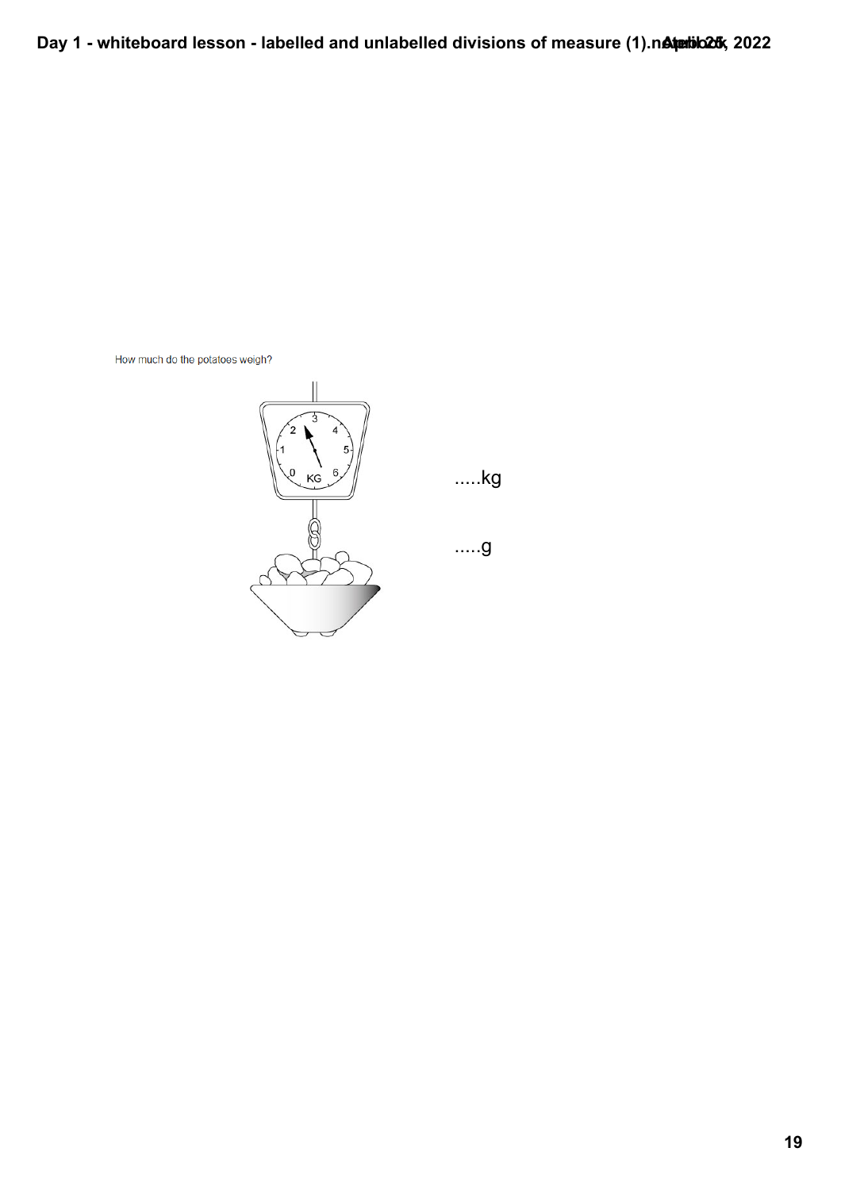How much do the potatoes weigh?

.....kg

.....g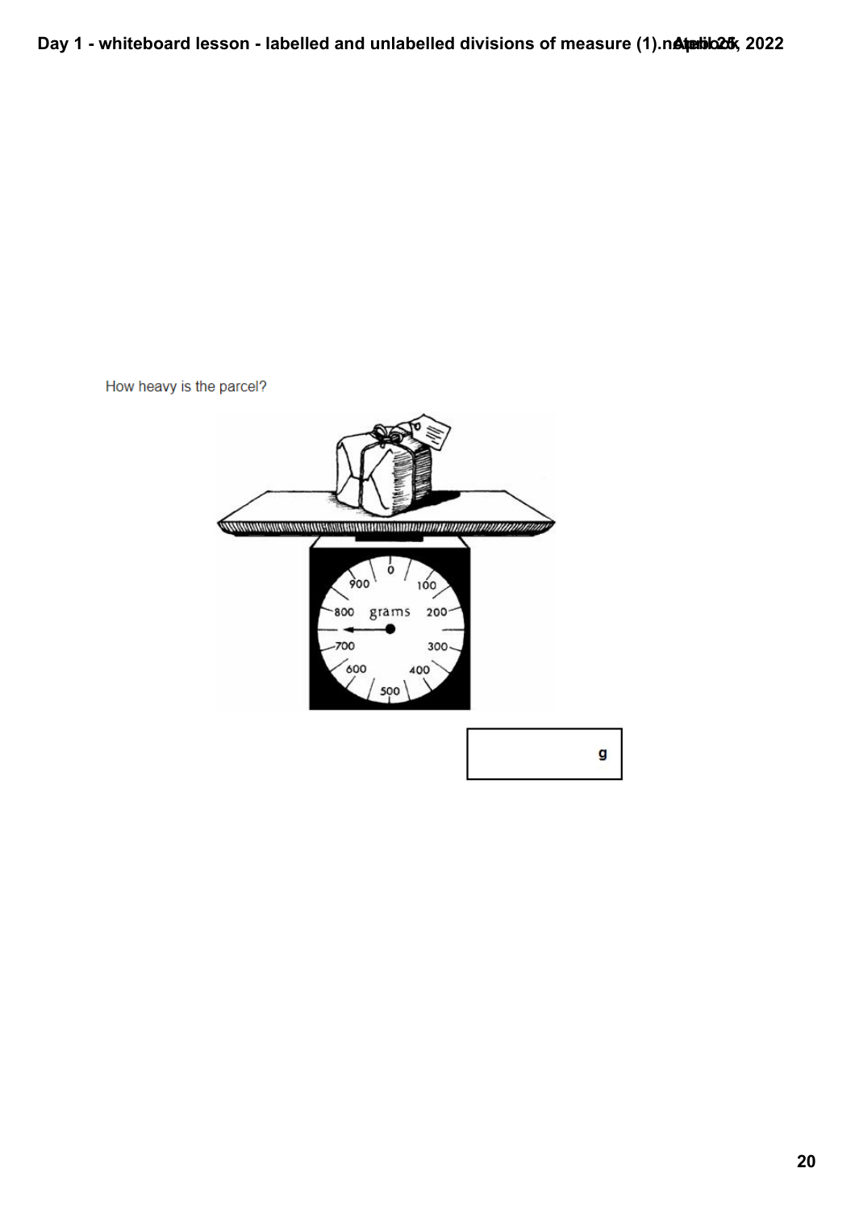How heavy is the parcel?

g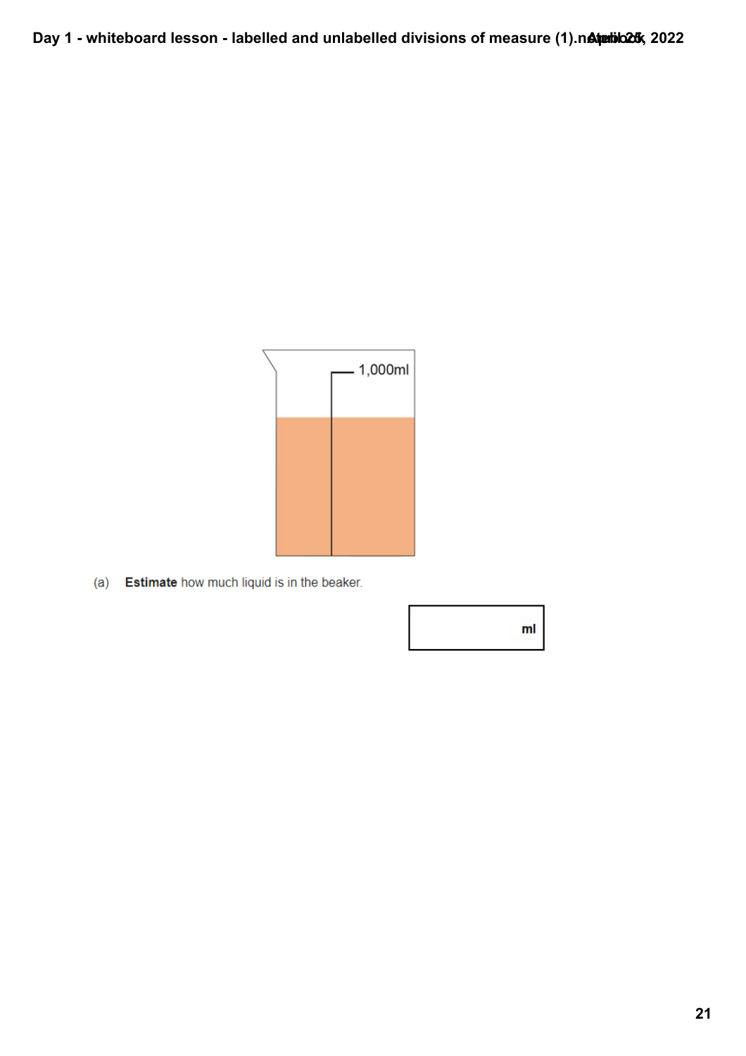1,000ml

(a) **Estimate** how much liquid is in the beaker.

ml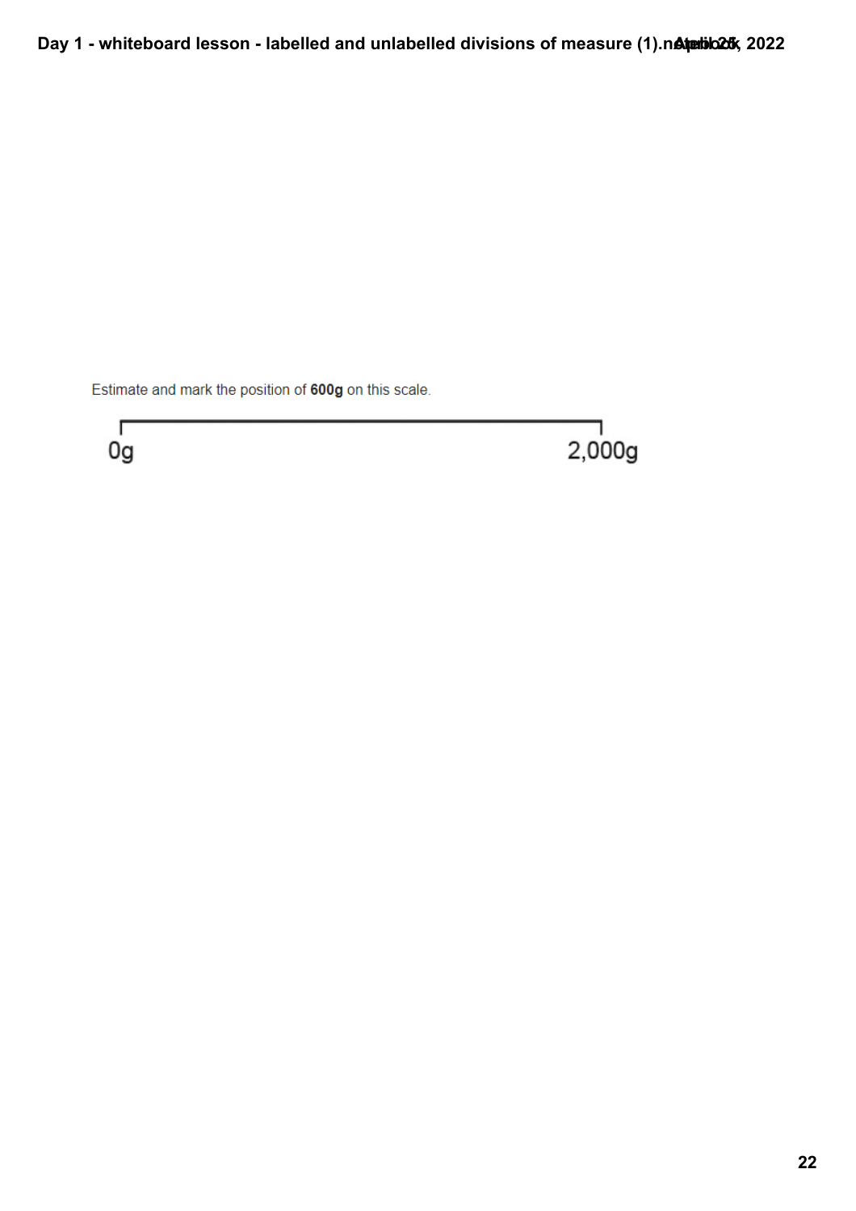Estimate and mark the position of **600g** on this scale.

0g                                                                                    2,000g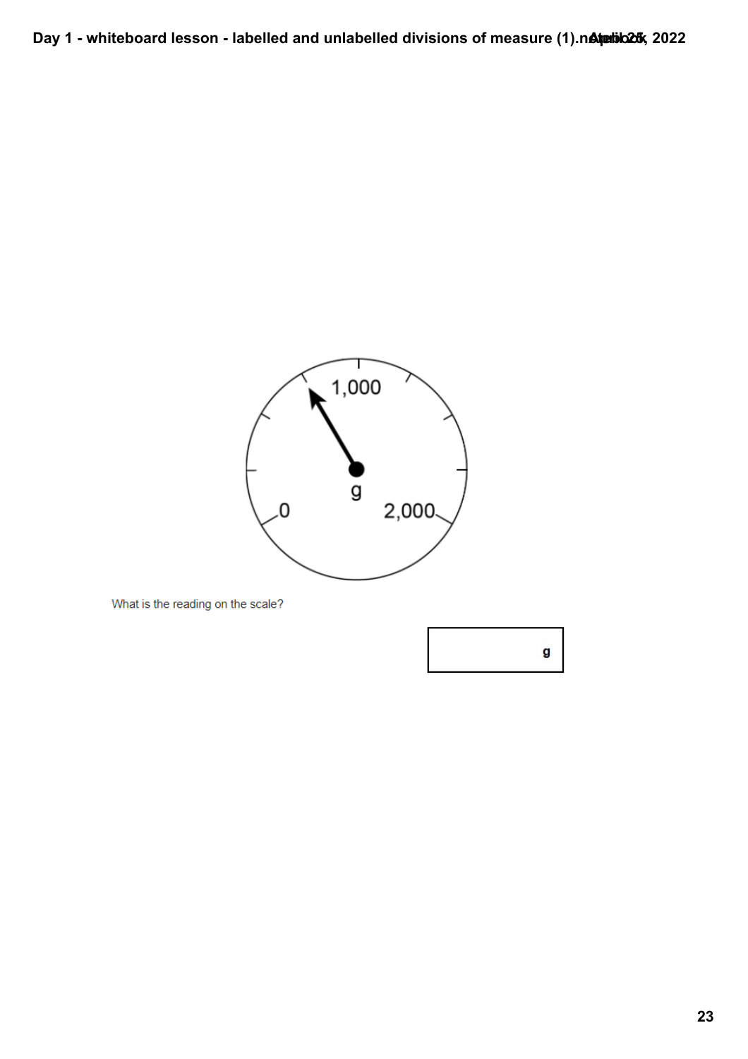1,000

g

0

2,000

What is the reading on the scale?

| g |
|---|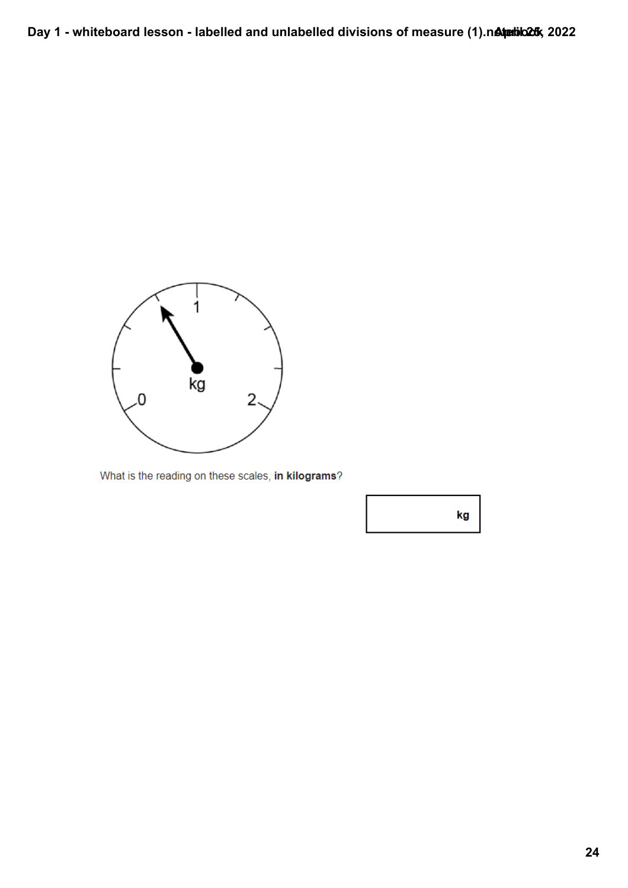What is the reading on these scales, **in kilograms**?

kg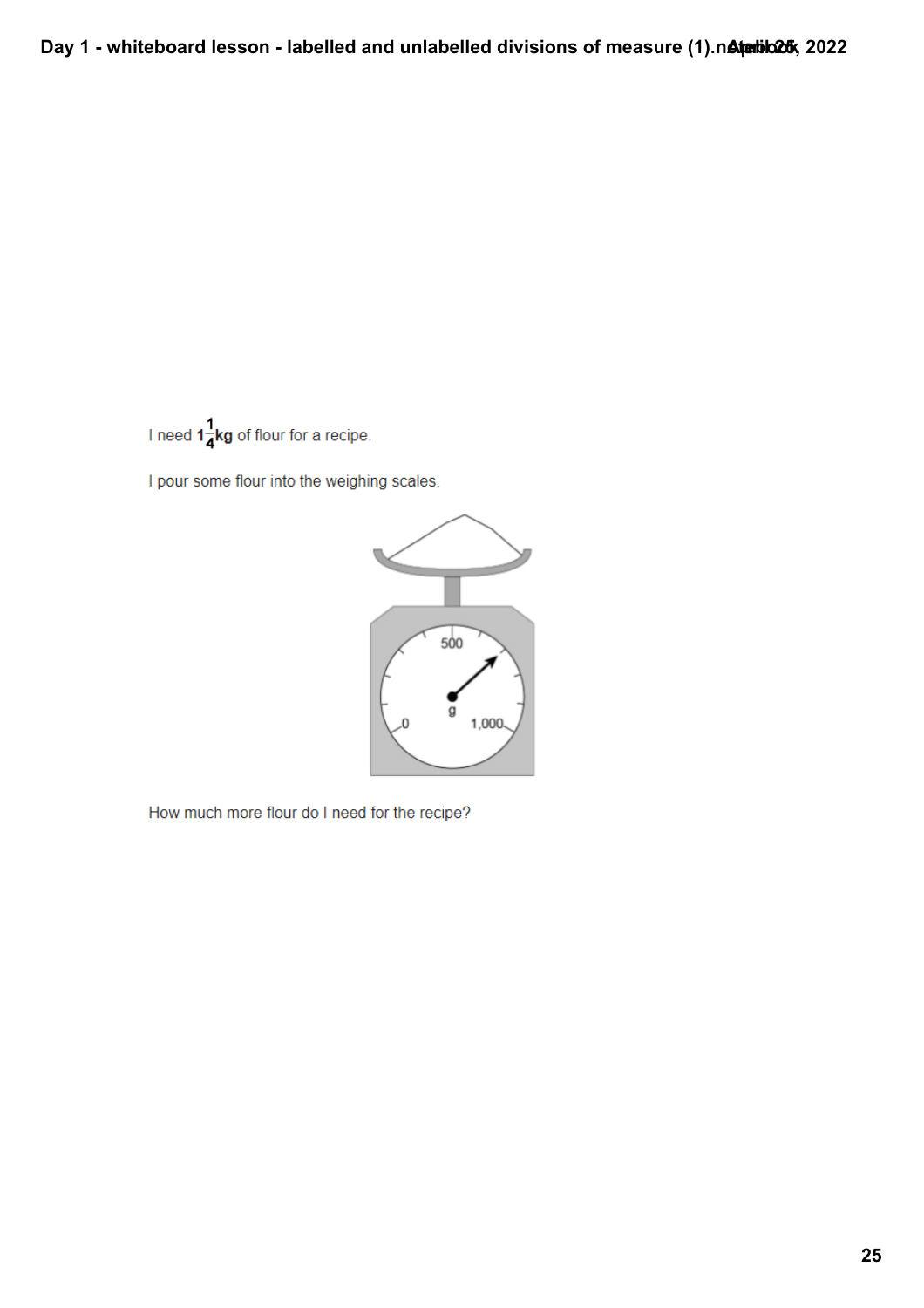I need $1\frac{1}{4}$**kg** of flour for a recipe.

I pour some flour into the weighing scales.

500

g

0

1,000

How much more flour do I need for the recipe?